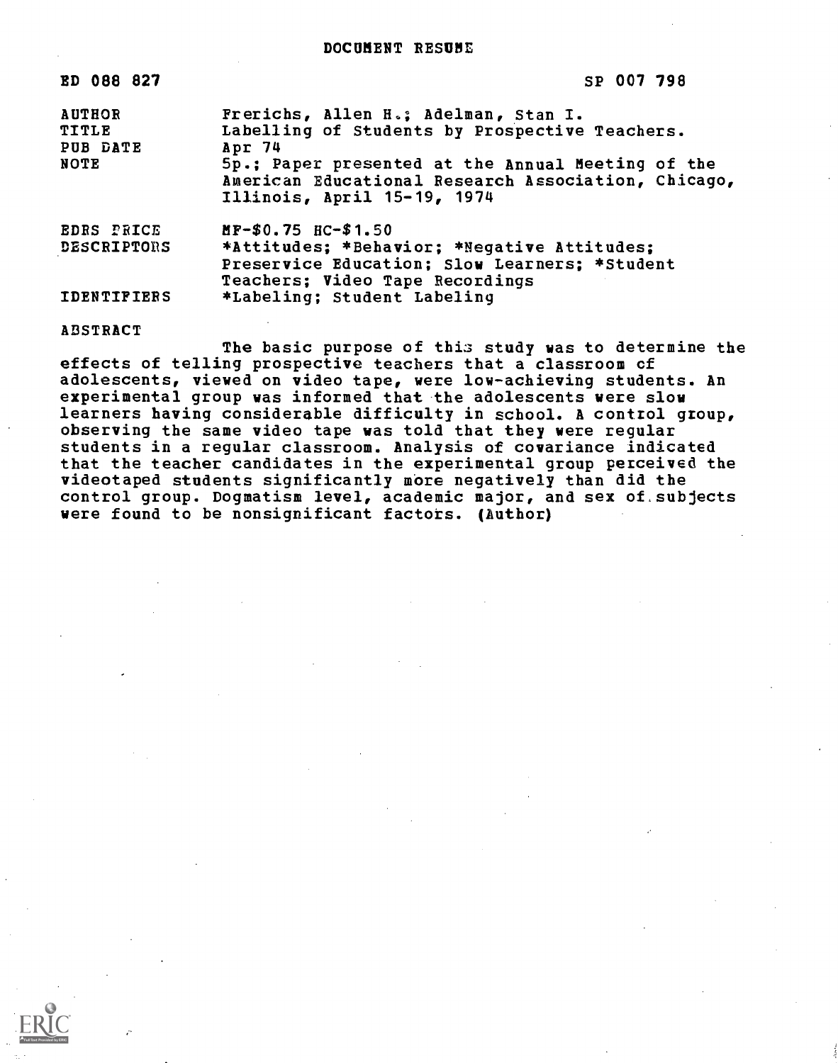# DOCUMENT RESUME

| | |
|---|---|
| ED 088 827 | SP 007 798 |
| AUTHOR | Frerichs, Allen H.; Adelman, Stan I. |
| TITLE | Labelling of Students by Prospective Teachers. |
| PUB DATE | Apr 74 |
| NOTE | 5p.; Paper presented at the Annual Meeting of the American Educational Research Association, Chicago, Illinois, April 15-19, 1974 |
| EDRS PRICE | MF-$0.75 HC-$1.50 |
| DESCRIPTORS | *Attitudes; *Behavior; *Negative Attitudes; Preservice Education; Slow Learners; *Student Teachers; Video Tape Recordings |
| IDENTIFIERS | *Labeling; Student Labeling |

## ABSTRACT

The basic purpose of this study was to determine the effects of telling prospective teachers that a classroom of adolescents, viewed on video tape, were low-achieving students. An experimental group was informed that the adolescents were slow learners having considerable difficulty in school. A control group, observing the same video tape was told that they were regular students in a regular classroom. Analysis of covariance indicated that the teacher candidates in the experimental group perceived the videotaped students significantly more negatively than did the control group. Dogmatism level, academic major, and sex of subjects were found to be nonsignificant factors. (Author)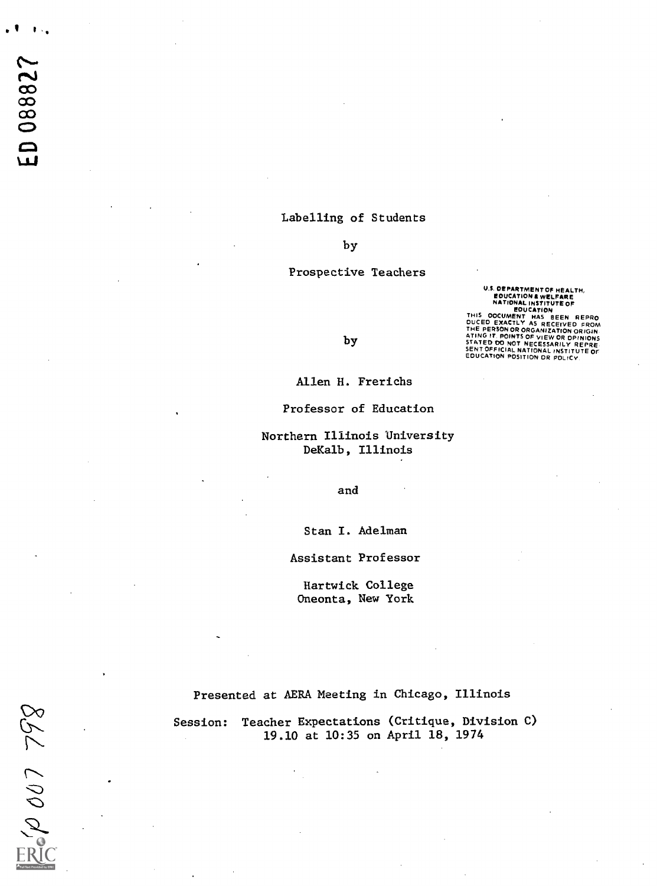ED 088827

# Labelling of Students

by

Prospective Teachers

by

Allen H. Frerichs

Professor of Education

Northern Illinois University
DeKalb, Illinois

and

Stan I. Adelman

Assistant Professor

Hartwick College
Oneonta, New York

U.S. DEPARTMENT OF HEALTH, EDUCATION & WELFARE NATIONAL INSTITUTE OF EDUCATION
THIS DOCUMENT HAS BEEN REPRODUCED EXACTLY AS RECEIVED FROM THE PERSON OR ORGANIZATION ORIGINATING IT. POINTS OF VIEW OR OPINIONS STATED DO NOT NECESSARILY REPRESENT OFFICIAL NATIONAL INSTITUTE OF EDUCATION POSITION OR POLICY.

Presented at AERA Meeting in Chicago, Illinois

Session: Teacher Expectations (Critique, Division C)
19.10 at 10:35 on April 18, 1974

SP 007 798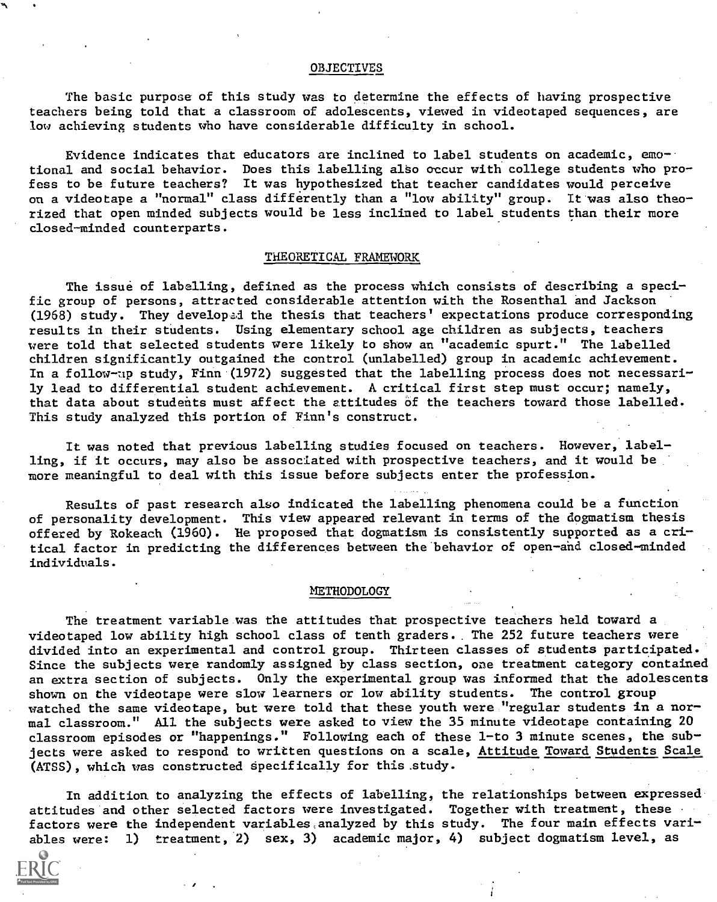## OBJECTIVES

The basic purpose of this study was to determine the effects of having prospective teachers being told that a classroom of adolescents, viewed in videotaped sequences, are low achieving students who have considerable difficulty in school.

Evidence indicates that educators are inclined to label students on academic, emotional and social behavior. Does this labelling also occur with college students who profess to be future teachers? It was hypothesized that teacher candidates would perceive on a videotape a "normal" class differently than a "low ability" group. It was also theorized that open minded subjects would be less inclined to label students than their more closed-minded counterparts.

## THEORETICAL FRAMEWORK

The issue of labelling, defined as the process which consists of describing a specific group of persons, attracted considerable attention with the Rosenthal and Jackson (1968) study. They developed the thesis that teachers' expectations produce corresponding results in their students. Using elementary school age children as subjects, teachers were told that selected students were likely to show an "academic spurt." The labelled children significantly outgained the control (unlabelled) group in academic achievement. In a follow-up study, Finn (1972) suggested that the labelling process does not necessarily lead to differential student achievement. A critical first step must occur; namely, that data about students must affect the attitudes of the teachers toward those labelled. This study analyzed this portion of Finn's construct.

It was noted that previous labelling studies focused on teachers. However, labelling, if it occurs, may also be associated with prospective teachers, and it would be more meaningful to deal with this issue before subjects enter the profession.

Results of past research also indicated the labelling phenomena could be a function of personality development. This view appeared relevant in terms of the dogmatism thesis offered by Rokeach (1960). He proposed that dogmatism is consistently supported as a critical factor in predicting the differences between the behavior of open-and closed-minded individuals.

## METHODOLOGY

The treatment variable was the attitudes that prospective teachers held toward a videotaped low ability high school class of tenth graders. The 252 future teachers were divided into an experimental and control group. Thirteen classes of students participated. Since the subjects were randomly assigned by class section, one treatment category contained an extra section of subjects. Only the experimental group was informed that the adolescents shown on the videotape were slow learners or low ability students. The control group watched the same videotape, but were told that these youth were "regular students in a normal classroom." All the subjects were asked to view the 35 minute videotape containing 20 classroom episodes or "happenings." Following each of these 1-to 3 minute scenes, the subjects were asked to respond to written questions on a scale, Attitude Toward Students Scale (ATSS), which was constructed specifically for this study.

In addition to analyzing the effects of labelling, the relationships between expressed attitudes and other selected factors were investigated. Together with treatment, these factors were the independent variables analyzed by this study. The four main effects variables were: 1) treatment, 2) sex, 3) academic major, 4) subject dogmatism level, as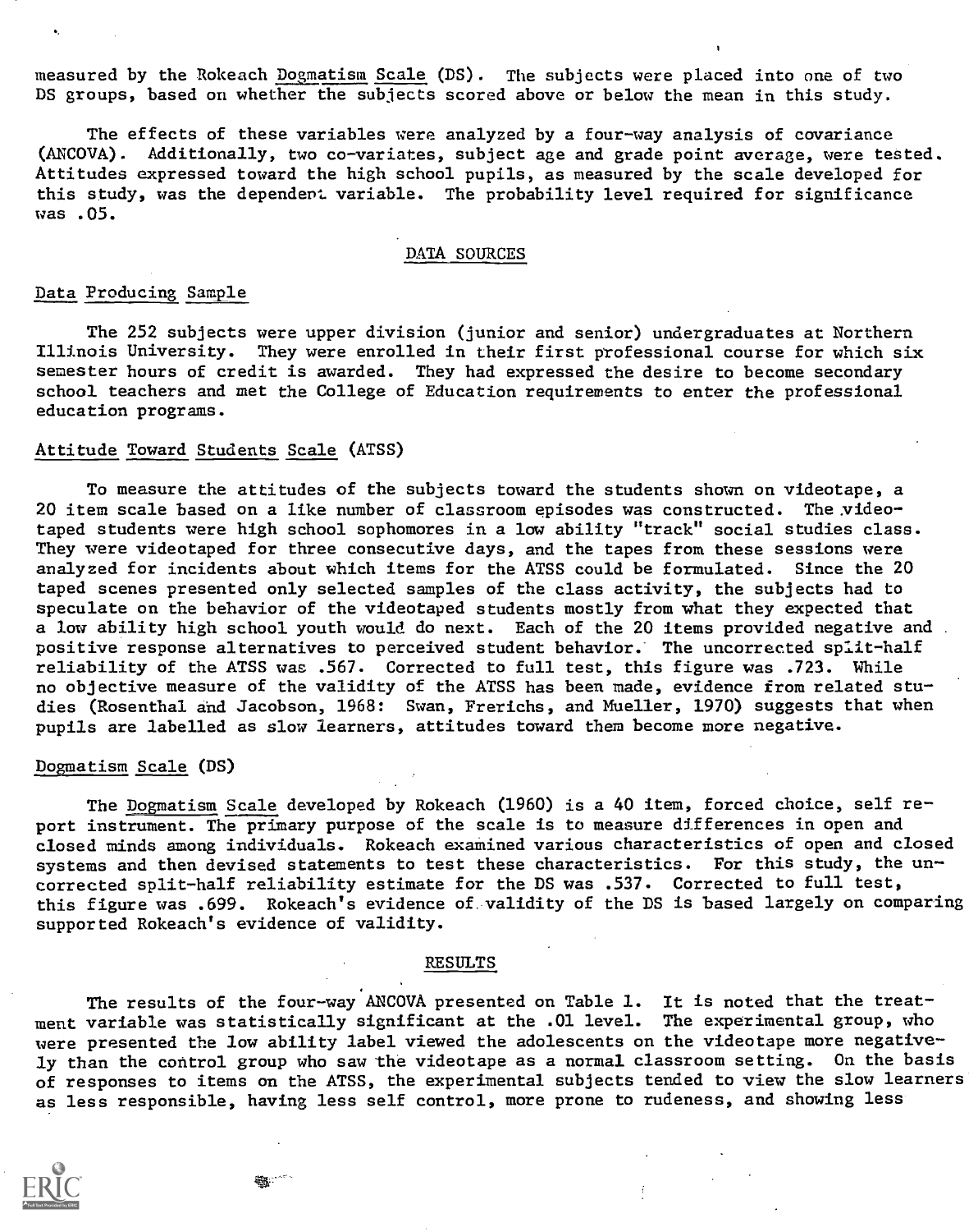measured by the Rokeach Dogmatism Scale (DS). The subjects were placed into one of two DS groups, based on whether the subjects scored above or below the mean in this study.

The effects of these variables were analyzed by a four-way analysis of covariance (ANCOVA). Additionally, two co-variates, subject age and grade point average, were tested. Attitudes expressed toward the high school pupils, as measured by the scale developed for this study, was the dependent variable. The probability level required for significance was .05.

## DATA SOURCES

### Data Producing Sample

The 252 subjects were upper division (junior and senior) undergraduates at Northern Illinois University. They were enrolled in their first professional course for which six semester hours of credit is awarded. They had expressed the desire to become secondary school teachers and met the College of Education requirements to enter the professional education programs.

### Attitude Toward Students Scale (ATSS)

To measure the attitudes of the subjects toward the students shown on videotape, a 20 item scale based on a like number of classroom episodes was constructed. The videotaped students were high school sophomores in a low ability "track" social studies class. They were videotaped for three consecutive days, and the tapes from these sessions were analyzed for incidents about which items for the ATSS could be formulated. Since the 20 taped scenes presented only selected samples of the class activity, the subjects had to speculate on the behavior of the videotaped students mostly from what they expected that a low ability high school youth would do next. Each of the 20 items provided negative and positive response alternatives to perceived student behavior. The uncorrected split-half reliability of the ATSS was .567. Corrected to full test, this figure was .723. While no objective measure of the validity of the ATSS has been made, evidence from related studies (Rosenthal and Jacobson, 1968: Swan, Frerichs, and Mueller, 1970) suggests that when pupils are labelled as slow learners, attitudes toward them become more negative.

### Dogmatism Scale (DS)

The Dogmatism Scale developed by Rokeach (1960) is a 40 item, forced choice, self report instrument. The primary purpose of the scale is to measure differences in open and closed minds among individuals. Rokeach examined various characteristics of open and closed systems and then devised statements to test these characteristics. For this study, the uncorrected split-half reliability estimate for the DS was .537. Corrected to full test, this figure was .699. Rokeach's evidence of validity of the DS is based largely on comparing supported Rokeach's evidence of validity.

## RESULTS

The results of the four-way ANCOVA presented on Table 1. It is noted that the treatment variable was statistically significant at the .01 level. The experimental group, who were presented the low ability label viewed the adolescents on the videotape more negatively than the control group who saw the videotape as a normal classroom setting. On the basis of responses to items on the ATSS, the experimental subjects tended to view the slow learners as less responsible, having less self control, more prone to rudeness, and showing less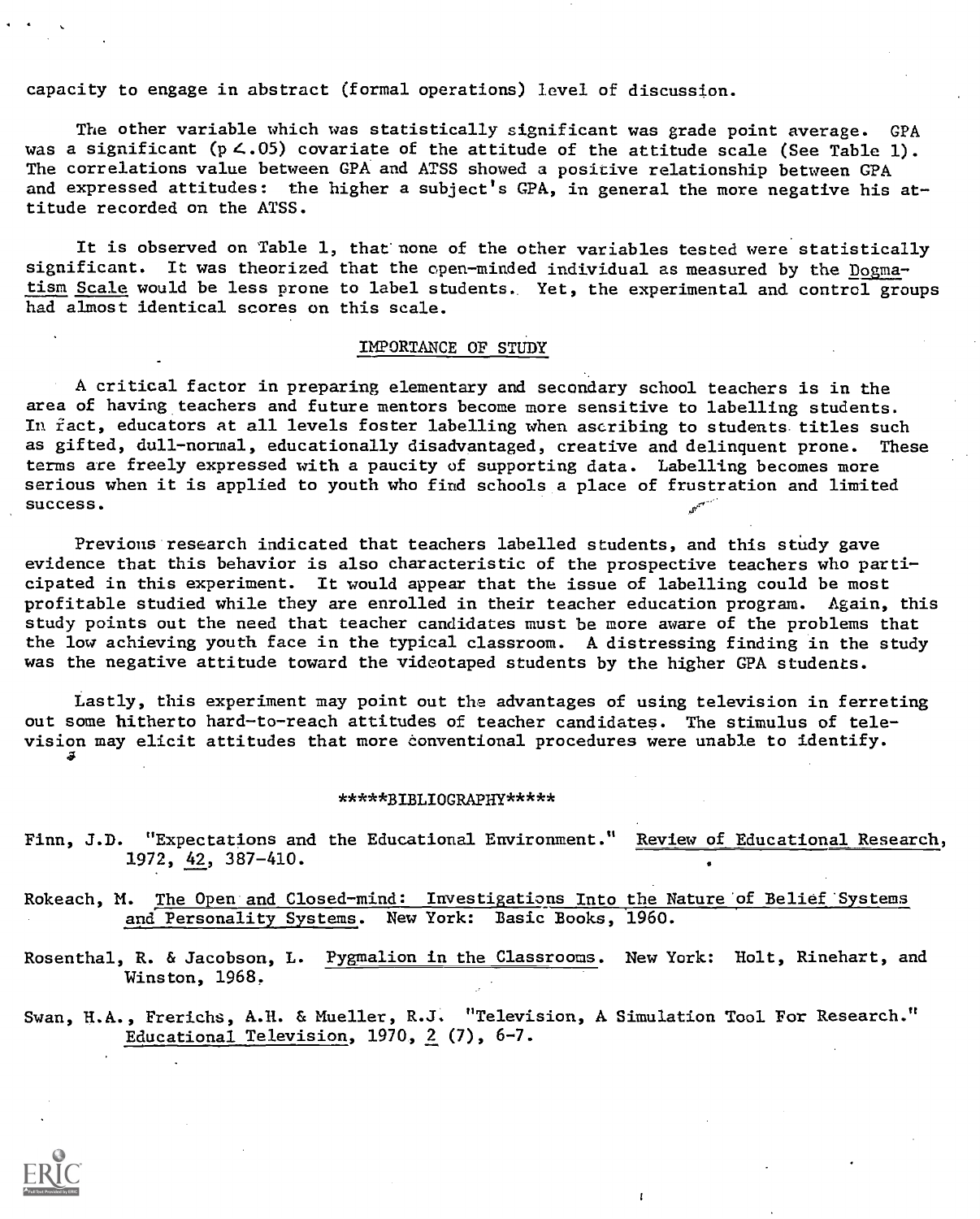capacity to engage in abstract (formal operations) level of discussion.

The other variable which was statistically significant was grade point average. GPA was a significant ($p < .05$) covariate of the attitude of the attitude scale (See Table 1). The correlations value between GPA and ATSS showed a positive relationship between GPA and expressed attitudes: the higher a subject's GPA, in general the more negative his attitude recorded on the ATSS.

It is observed on Table 1, that none of the other variables tested were statistically significant. It was theorized that the open-minded individual as measured by the Dogmatism Scale would be less prone to label students. Yet, the experimental and control groups had almost identical scores on this scale.

## IMPORTANCE OF STUDY

A critical factor in preparing elementary and secondary school teachers is in the area of having teachers and future mentors become more sensitive to labelling students. In fact, educators at all levels foster labelling when ascribing to students titles such as gifted, dull-normal, educationally disadvantaged, creative and delinquent prone. These terms are freely expressed with a paucity of supporting data. Labelling becomes more serious when it is applied to youth who find schools a place of frustration and limited success.

Previous research indicated that teachers labelled students, and this study gave evidence that this behavior is also characteristic of the prospective teachers who participated in this experiment. It would appear that the issue of labelling could be most profitable studied while they are enrolled in their teacher education program. Again, this study points out the need that teacher candidates must be more aware of the problems that the low achieving youth face in the typical classroom. A distressing finding in the study was the negative attitude toward the videotaped students by the higher GPA students.

Lastly, this experiment may point out the advantages of using television in ferreting out some hitherto hard-to-reach attitudes of teacher candidates. The stimulus of television may elicit attitudes that more conventional procedures were unable to identify.

## *****BIBLIOGRAPHY*****

Finn, J.D. "Expectations and the Educational Environment." Review of Educational Research, 1972, 42, 387-410.

Rokeach, M. The Open and Closed-mind: Investigations Into the Nature of Belief Systems and Personality Systems. New York: Basic Books, 1960.

Rosenthal, R. & Jacobson, L. Pygmalion in the Classrooms. New York: Holt, Rinehart, and Winston, 1968.

Swan, H.A., Frerichs, A.H. & Mueller, R.J. "Television, A Simulation Tool For Research." Educational Television, 1970, 2 (7), 6-7.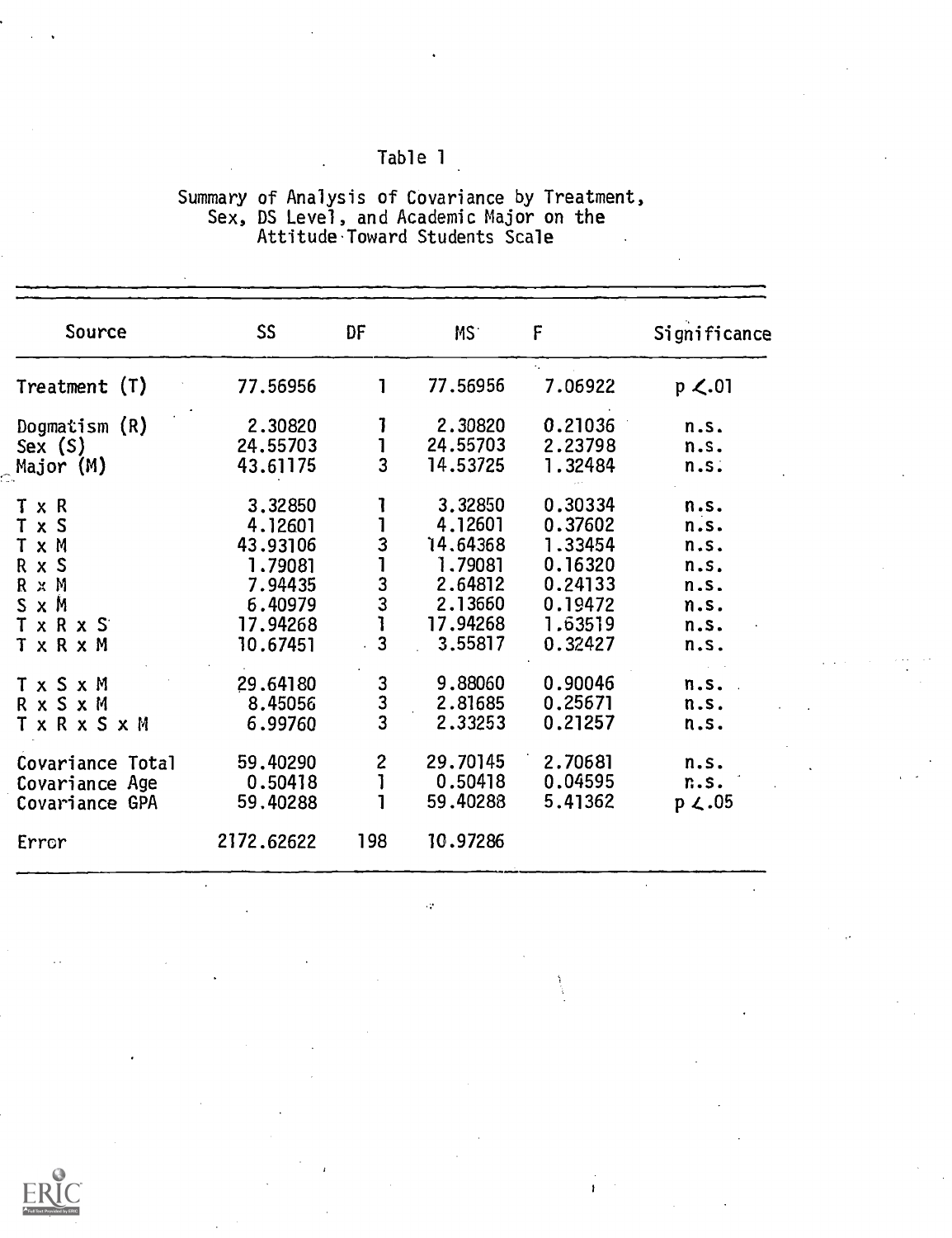Table 1

Summary of Analysis of Covariance by Treatment, Sex, DS Level, and Academic Major on the Attitude Toward Students Scale

| Source | SS | DF | MS | F | Significance |
|---|---|---|---|---|---|
| Treatment (T) | 77.56956 | 1 | 77.56956 | 7.06922 | $p < .01$ |
| Dogmatism (R) | 2.30820 | 1 | 2.30820 | 0.21036 | n.s. |
| Sex (S) | 24.55703 | 1 | 24.55703 | 2.23798 | n.s. |
| Major (M) | 43.61175 | 3 | 14.53725 | 1.32484 | n.s. |
| T x R | 3.32850 | 1 | 3.32850 | 0.30334 | n.s. |
| T x S | 4.12601 | 1 | 4.12601 | 0.37602 | n.s. |
| T x M | 43.93106 | 3 | 14.64368 | 1.33454 | n.s. |
| R x S | 1.79081 | 1 | 1.79081 | 0.16320 | n.s. |
| R x M | 7.94435 | 3 | 2.64812 | 0.24133 | n.s. |
| S x M | 6.40979 | 3 | 2.13660 | 0.19472 | n.s. |
| T x R x S | 17.94268 | 1 | 17.94268 | 1.63519 | n.s. |
| T x R x M | 10.67451 | 3 | 3.55817 | 0.32427 | n.s. |
| T x S x M | 29.64180 | 3 | 9.88060 | 0.90046 | n.s. |
| R x S x M | 8.45056 | 3 | 2.81685 | 0.25671 | n.s. |
| T x R x S x M | 6.99760 | 3 | 2.33253 | 0.21257 | n.s. |
| Covariance Total | 59.40290 | 2 | 29.70145 | 2.70681 | n.s. |
| Covariance Age | 0.50418 | 1 | 0.50418 | 0.04595 | n.s. |
| Covariance GPA | 59.40288 | 1 | 59.40288 | 5.41362 | $p < .05$ |
| Error | 2172.62622 | 198 | 10.97286 | | |